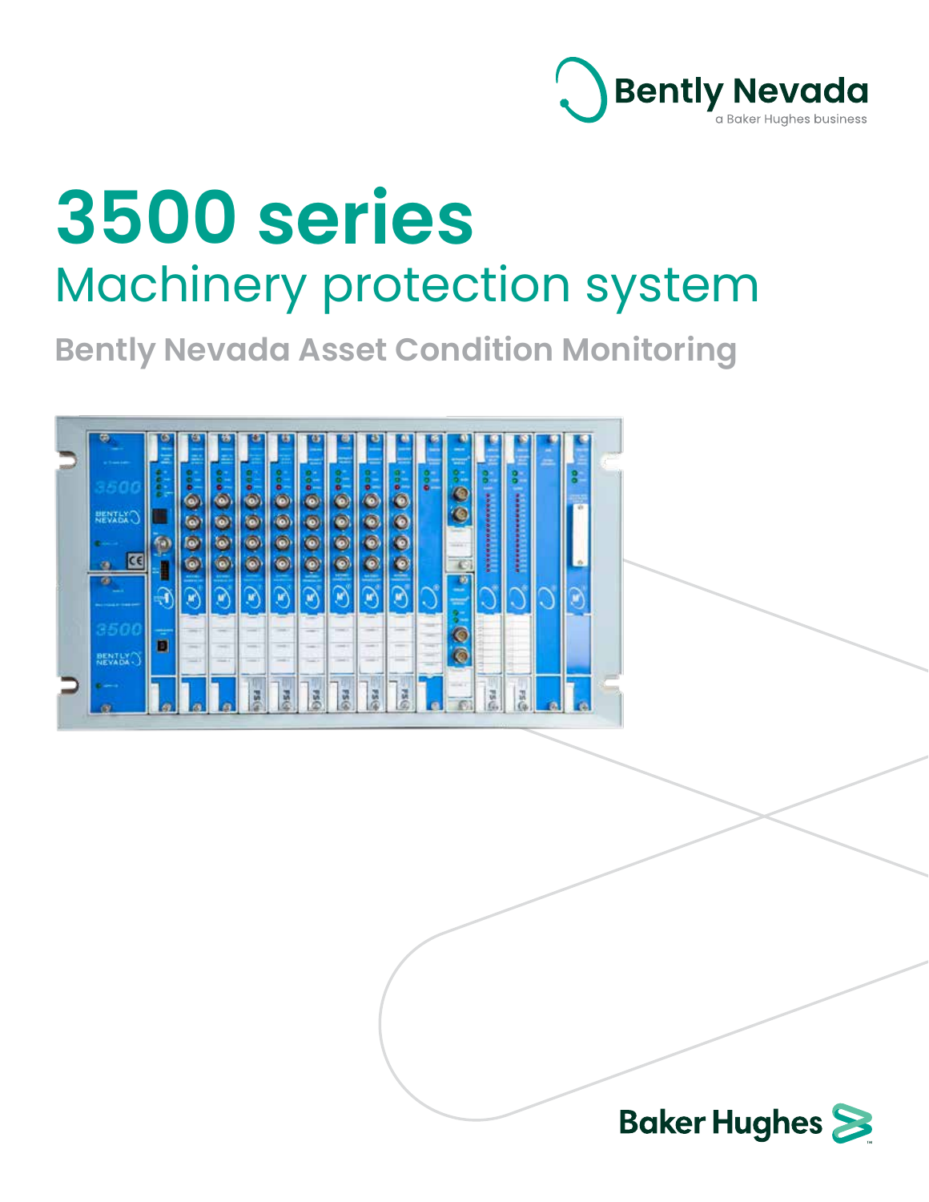Bently Nevada

a Baker Hughes business

# 3500 series

## Machinery protection system

### Bently Nevada Asset Condition Monitoring

Baker Hughes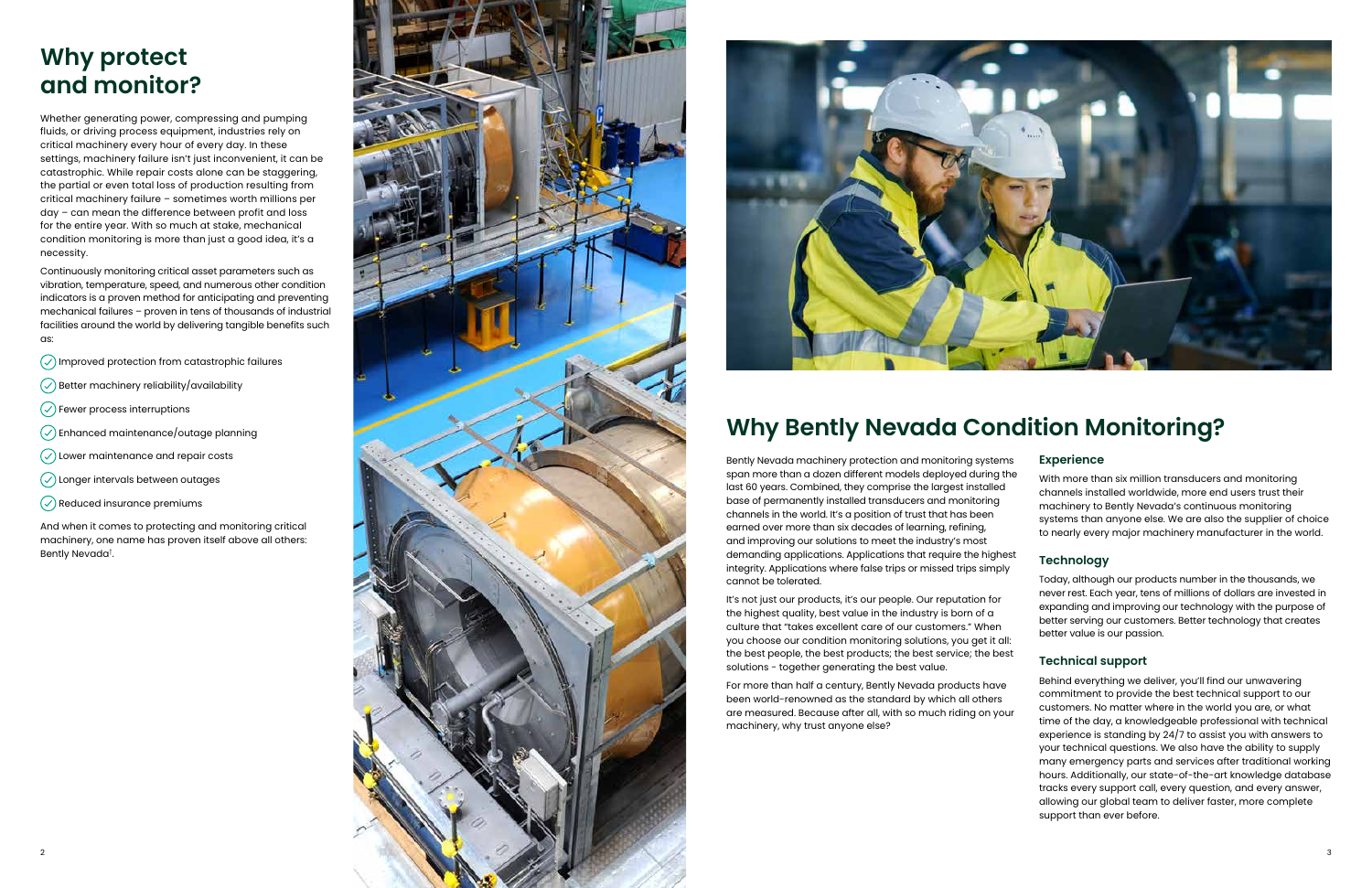# Why protect and monitor?

Whether generating power, compressing and pumping fluids, or driving process equipment, industries rely on critical machinery every hour of every day. In these settings, machinery failure isn't just inconvenient, it can be catastrophic. While repair costs alone can be staggering, the partial or even total loss of production resulting from critical machinery failure – sometimes worth millions per day – can mean the difference between profit and loss for the entire year. With so much at stake, mechanical condition monitoring is more than just a good idea, it's a necessity.

Continuously monitoring critical asset parameters such as vibration, temperature, speed, and numerous other condition indicators is a proven method for anticipating and preventing mechanical failures – proven in tens of thousands of industrial facilities around the world by delivering tangible benefits such as:

- Improved protection from catastrophic failures
- Better machinery reliability/availability
- Fewer process interruptions
- Enhanced maintenance/outage planning
- Lower maintenance and repair costs
- Longer intervals between outages
- Reduced insurance premiums

And when it comes to protecting and monitoring critical machinery, one name has proven itself above all others: Bently Nevada[†].

# Why Bently Nevada Condition Monitoring?

Bently Nevada machinery protection and monitoring systems span more than a dozen different models deployed during the last 60 years. Combined, they comprise the largest installed base of permanently installed transducers and monitoring channels in the world. It's a position of trust that has been earned over more than six decades of learning, refining, and improving our solutions to meet the industry's most demanding applications. Applications that require the highest integrity. Applications where false trips or missed trips simply cannot be tolerated.

It's not just our products, it's our people. Our reputation for the highest quality, best value in the industry is born of a culture that "takes excellent care of our customers." When you choose our condition monitoring solutions, you get it all: the best people, the best products; the best service; the best solutions - together generating the best value.

For more than half a century, Bently Nevada products have been world-renowned as the standard by which all others are measured. Because after all, with so much riding on your machinery, why trust anyone else?

### Experience

With more than six million transducers and monitoring channels installed worldwide, more end users trust their machinery to Bently Nevada's continuous monitoring systems than anyone else. We are also the supplier of choice to nearly every major machinery manufacturer in the world.

### Technology

Today, although our products number in the thousands, we never rest. Each year, tens of millions of dollars are invested in expanding and improving our technology with the purpose of better serving our customers. Better technology that creates better value is our passion.

### Technical support

Behind everything we deliver, you'll find our unwavering commitment to provide the best technical support to our customers. No matter where in the world you are, or what time of the day, a knowledgeable professional with technical experience is standing by 24/7 to assist you with answers to your technical questions. We also have the ability to supply many emergency parts and services after traditional working hours. Additionally, our state-of-the-art knowledge database tracks every support call, every question, and every answer, allowing our global team to deliver faster, more complete support than ever before.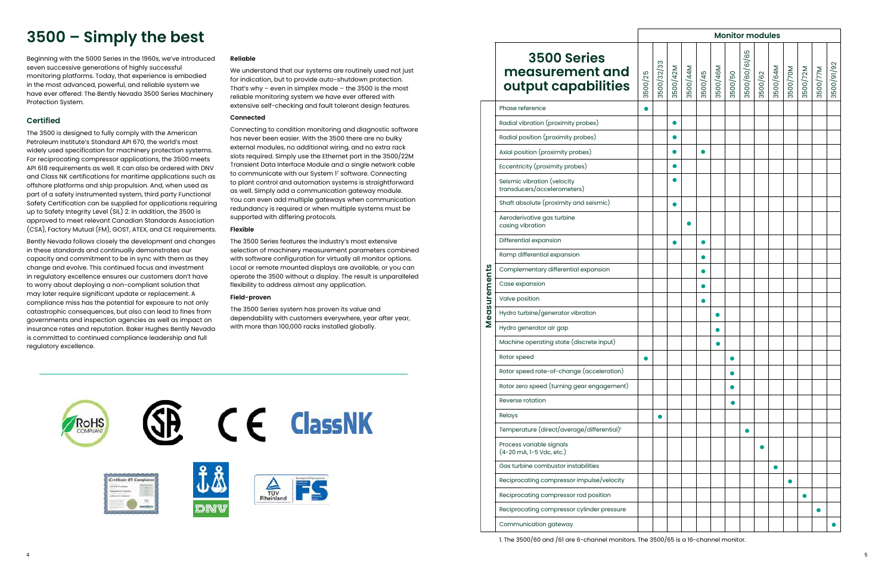# 3500 – Simply the best

Beginning with the 5000 Series in the 1960s, we've introduced seven successive generations of highly successful monitoring platforms. Today, that experience is embodied in the most advanced, powerful, and reliable system we have ever offered: The Bently Nevada 3500 Series Machinery Protection System.

## Certified

The 3500 is designed to fully comply with the American Petroleum Institute's Standard API 670, the world's most widely used specification for machinery protection systems. For reciprocating compressor applications, the 3500 meets API 618 requirements as well. It can also be ordered with DNV and Class NK certifications for maritime applications such as offshore platforms and ship propulsion. And, when used as part of a safety instrumented system, third party Functional Safety Certification can be supplied for applications requiring up to Safety Integrity Level (SIL) 2. In addition, the 3500 is approved to meet relevant Canadian Standards Association (CSA), Factory Mutual (FM), GOST, ATEX, and CE requirements.

Bently Nevada follows closely the development and changes in these standards and continually demonstrates our capacity and commitment to be in sync with them as they change and evolve. This continued focus and investment in regulatory excellence ensures our customers don't have to worry about deploying a non-compliant solution that may later require significant update or replacement. A compliance miss has the potential for exposure to not only catastrophic consequences, but also can lead to fines from governments and inspection agencies as well as impact on insurance rates and reputation. Baker Hughes Bently Nevada is committed to continued compliance leadership and full regulatory excellence.

**Reliable**

We understand that our systems are routinely used not just for indication, but to provide auto-shutdown protection. That's why – even in simplex mode – the 3500 is the most reliable monitoring system we have ever offered with extensive self-checking and fault tolerant design features.

**Connected**

Connecting to condition monitoring and diagnostic software has never been easier. With the 3500 there are no bulky external modules, no additional wiring, and no extra rack slots required. Simply use the Ethernet port in the 3500/22M Transient Data Interface Module and a single network cable to communicate with our System 1[1] software. Connecting to plant control and automation systems is straightforward as well. Simply add a communication gateway module. You can even add multiple gateways when communication redundancy is required or when multiple systems must be supported with differing protocols.

**Flexible**

The 3500 Series features the industry's most extensive selection of machinery measurement parameters combined with software configuration for virtually all monitor options. Local or remote mounted displays are available, or you can operate the 3500 without a display. The result is unparalleled flexibility to address almost any application.

**Field-proven**

The 3500 Series system has proven its value and dependability with customers everywhere, year after year, with more than 100,000 racks installed globally.

| | Monitor modules | | | | | | | | | | | | | |
|---|---|---|---|---|---|---|---|---|---|---|---|---|---|---|
| **3500 Series measurement and output capabilities** | 3500/25 | 3500/32/33 | 3500/42M | 3500/44M | 3500/45 | 3500/46M | 3500/50 | 3500/60/61/65 | 3500/62 | 3500/64M | 3500/70M | 3500/72M | 3500/77M | 3500/91/92 |
| **Measurements** | | | | | | | | | | | | | | |
| Phase reference | ● | | | | | | | | | | | | | |
| Radial vibration (proximity probes) | | | ● | | | | | | | | | | | |
| Radial position (proximity probes) | | | ● | | | | | | | | | | | |
| Axial position (proximity probes) | | | ● | | ● | | | | | | | | | |
| Eccentricity (proximity probes) | | | ● | | | | | | | | | | | |
| Seismic vibration (velocity transducers/accelerometers) | | | ● | | | | | | | | | | | |
| Shaft absolute (proximity and seismic) | | | ● | | | | | | | | | | | |
| Aeroderivative gas turbine casing vibration | | | | ● | | | | | | | | | | |
| Differential expansion | | | ● | | ● | | | | | | | | | |
| Ramp differential expansion | | | | | ● | | | | | | | | | |
| Complementary differential expansion | | | | | ● | | | | | | | | | |
| Case expansion | | | | | ● | | | | | | | | | |
| Valve position | | | | | ● | | | | | | | | | |
| Hydro turbine/generator vibration | | | | | | ● | | | | | | | | |
| Hydro generator air gap | | | | | | ● | | | | | | | | |
| Machine operating state (discrete input) | | | | | | ● | | | | | | | | |
| Rotor speed | ● | | | | | | ● | | | | | | | |
| Rotor speed rate-of-change (acceleration) | | | | | | | ● | | | | | | | |
| Rotor zero speed (turning gear engagement) | | | | | | | ● | | | | | | | |
| Reverse rotation | | | | | | | ● | | | | | | | |
| Relays | | ● | | | | | | | | | | | | |
| Temperature (direct/average/differential)[1] | | | | | | | | ● | | | | | | |
| Process variable signals (4-20 mA, 1-5 Vdc, etc.) | | | | | | | | | ● | | | | | |
| Gas turbine combustor instabilities | | | | | | | | | | ● | | | | |
| Reciprocating compressor impulse/velocity | | | | | | | | | | | ● | | | |
| Reciprocating compressor rod position | | | | | | | | | | | | ● | | |
| Reciprocating compressor cylinder pressure | | | | | | | | | | | | | ● | |
| Communication gateway | | | | | | | | | | | | | | ● |

1. The 3500/60 and /61 are 6-channel monitors. The 3500/65 is a 16-channel monitor.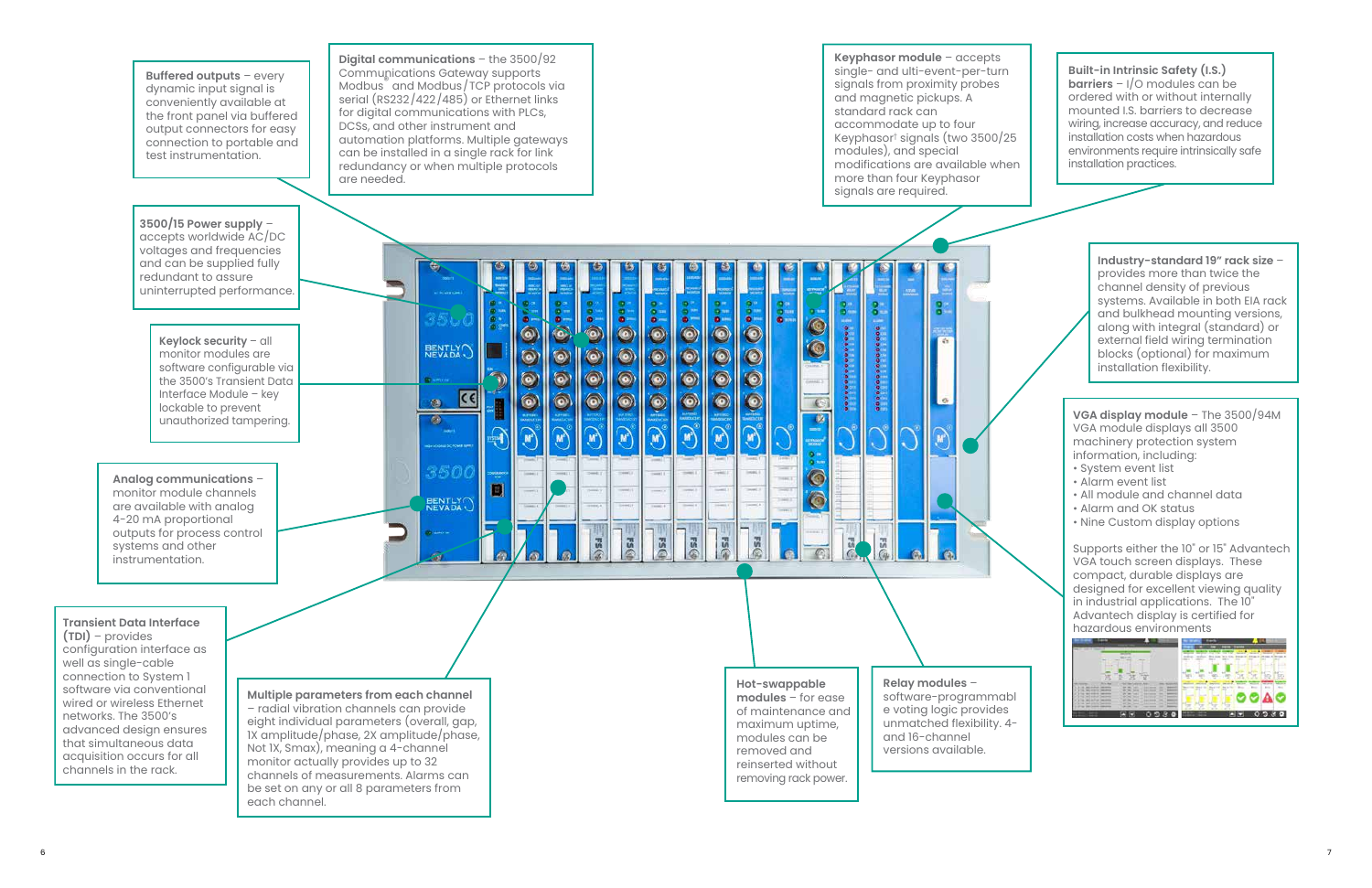**Buffered outputs** – every dynamic input signal is conveniently available at the front panel via buffered output connectors for easy connection to portable and test instrumentation.

**3500/15 Power supply** – accepts worldwide AC/DC voltages and frequencies and can be supplied fully redundant to assure uninterrupted performance.

**Keylock security** – all monitor modules are software configurable via the 3500's Transient Data Interface Module – key lockable to prevent unauthorized tampering.

**Analog communications** – monitor module channels are available with analog 4-20 mA proportional outputs for process control systems and other instrumentation.

**Transient Data Interface (TDI)** – provides configuration interface as well as single-cable connection to System 1 software via conventional wired or wireless Ethernet networks. The 3500's advanced design ensures that simultaneous data acquisition occurs for all channels in the rack.

**Digital communications** – the 3500/92 Communications Gateway supports Modbus® and Modbus/TCP protocols via serial (RS232/422/485) or Ethernet links for digital communications with PLCs, DCSs, and other instrument and automation platforms. Multiple gateways can be installed in a single rack for link redundancy or when multiple protocols are needed.

**Multiple parameters from each channel** – radial vibration channels can provide eight individual parameters (overall, gap, 1X amplitude/phase, 2X amplitude/phase, Not 1X, Smax), meaning a 4-channel monitor actually provides up to 32 channels of measurements. Alarms can be set on any or all 8 parameters from each channel.

**Keyphasor module** – accepts single- and ulti-event-per-turn signals from proximity probes and magnetic pickups. A standard rack can accommodate up to four Keyphasor† signals (two 3500/25 modules), and special modifications are available when more than four Keyphasor signals are required.

**Hot-swappable modules** – for ease of maintenance and maximum uptime, modules can be removed and reinserted without removing rack power.

**Relay modules** – software-programmable voting logic provides unmatched flexibility. 4- and 16-channel versions available.

**Built-in Intrinsic Safety (I.S.) barriers** – I/O modules can be ordered with or without internally mounted I.S. barriers to decrease wiring, increase accuracy, and reduce installation costs when hazardous environments require intrinsically safe installation practices.

**Industry-standard 19" rack size** – provides more than twice the channel density of previous systems. Available in both EIA rack and bulkhead mounting versions, along with integral (standard) or external field wiring termination blocks (optional) for maximum installation flexibility.

**VGA display module** – The 3500/94M VGA module displays all 3500 machinery protection system information, including:

- System event list
- Alarm event list
- All module and channel data
- Alarm and OK status
- Nine Custom display options

Supports either the 10" or 15" Advantech VGA touch screen displays. These compact, durable displays are designed for excellent viewing quality in industrial applications. The 10" Advantech display is certified for hazardous environments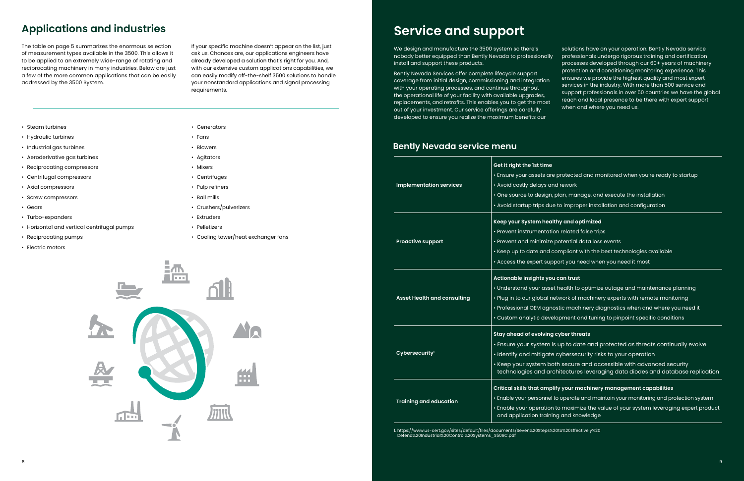## Applications and industries

The table on page 5 summarizes the enormous selection of measurement types available in the 3500. This allows it to be applied to an extremely wide-range of rotating and reciprocating machinery in many industries. Below are just a few of the more common applications that can be easily addressed by the 3500 System.

If your specific machine doesn't appear on the list, just ask us. Chances are, our applications engineers have already developed a solution that's right for you. And, with our extensive custom applications capabilities, we can easily modify off-the-shelf 3500 solutions to handle your nonstandard applications and signal processing requirements.

- Steam turbines
- Hydraulic turbines
- Industrial gas turbines
- Aeroderivative gas turbines
- Reciprocating compressors
- Centrifugal compressors
- Axial compressors
- Screw compressors
- Gears
- Turbo-expanders
- Horizontal and vertical centrifugal pumps
- Reciprocating pumps
- Electric motors
- Generators
- Fans
- Blowers
- Agitators
- Mixers
- Centrifuges
- Pulp refiners
- Ball mills
- Crushers/pulverizers
- Extruders
- Pelletizers
- Cooling tower/heat exchanger fans

# Service and support

We design and manufacture the 3500 system so there's nobody better equipped than Bently Nevada to professionally install and support these products.

Bently Nevada Services offer complete lifecycle support coverage from initial design, commissioning and integration with your operating processes, and continue throughout the operational life of your facility with available upgrades, replacements, and retrofits. This enables you to get the most out of your investment. Our service offerings are carefully developed to ensure you realize the maximum benefits our solutions have on your operation. Bently Nevada service professionals undergo rigorous training and certification processes developed through our 60+ years of machinery protection and conditioning monitoring experience. This ensures we provide the highest quality and most expert services in the industry. With more than 500 service and support professionals in over 50 countries we have the global reach and local presence to be there with expert support when and where you need us.

## Bently Nevada service menu

| | |
|---|---|
| **Implementation services** | **Get it right the 1st time**<br>• Ensure your assets are protected and monitored when you're ready to startup<br>• Avoid costly delays and rework<br>• One source to design, plan, manage, and execute the installation<br>• Avoid startup trips due to improper installation and configuration |
| **Proactive support** | **Keep your System healthy and optimized**<br>• Prevent instrumentation related false trips<br>• Prevent and minimize potential data loss events<br>• Keep up to date and compliant with the best technologies available<br>• Access the expert support you need when you need it most |
| **Asset Health and consulting** | **Actionable insights you can trust**<br>• Understand your asset health to optimize outage and maintenance planning<br>• Plug in to our global network of machinery experts with remote monitoring<br>• Professional OEM agnostic machinery diagnostics when and where you need it<br>• Custom analytic development and tuning to pinpoint specific conditions |
| **Cybersecurity**[1] | **Stay ahead of evolving cyber threats**<br>• Ensure your system is up to date and protected as threats continually evolve<br>• Identify and mitigate cybersecurity risks to your operation<br>• Keep your system both secure and accessible with advanced security technologies and architectures leveraging data diodes and database replication |
| **Training and education** | **Critical skills that amplify your machinery management capabilities**<br>• Enable your personnel to operate and maintain your monitoring and protection system<br>• Enable your operation to maximize the value of your system leveraging expert product and application training and knowledge |

1. https://www.us-cert.gov/sites/default/files/documents/Seven%20Steps%20to%20Effectively%20Defend%20Industrial%20Control%20Systems_S508C.pdf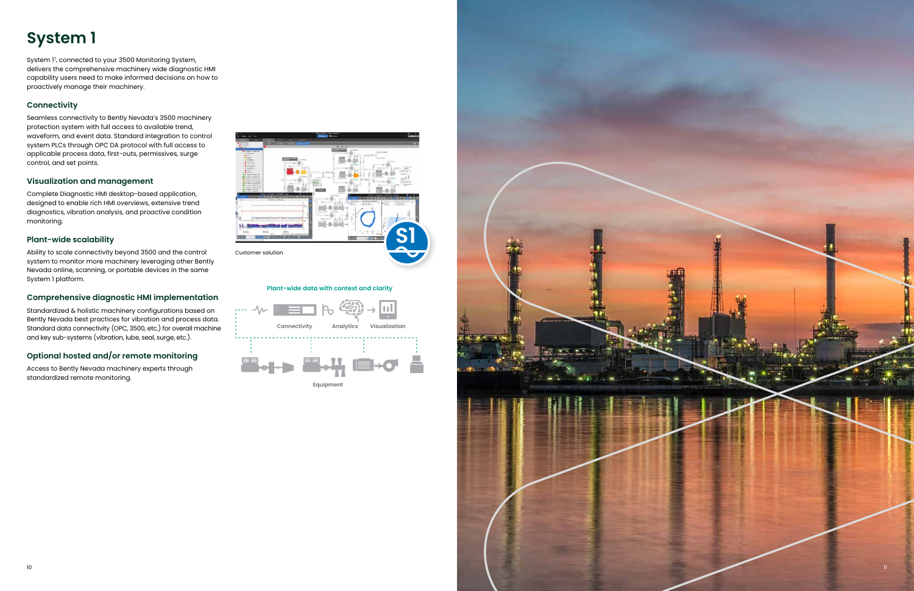# System 1

System 1[1], connected to your 3500 Monitoring System, delivers the comprehensive machinery wide diagnostic HMI capability users need to make informed decisions on how to proactively manage their machinery.

## Connectivity

Seamless connectivity to Bently Nevada's 3500 machinery protection system with full access to available trend, waveform, and event data. Standard integration to control system PLCs through OPC DA protocol with full access to applicable process data, first-outs, permissives, surge control, and set points.

## Visualization and management

Complete Diagnostic HMI desktop-based application, designed to enable rich HMI overviews, extensive trend diagnostics, vibration analysis, and proactive condition monitoring.

## Plant-wide scalability

Ability to scale connectivity beyond 3500 and the control system to monitor more machinery leveraging other Bently Nevada online, scanning, or portable devices in the same System 1 platform.

## Comprehensive diagnostic HMI implementation

Standardized & holistic machinery configurations based on Bently Nevada best practices for vibration and process data. Standard data connectivity (OPC, 3500, etc.) for overall machine and key sub-systems (vibration, lube, seal, surge, etc.).

## Optional hosted and/or remote monitoring

Access to Bently Nevada machinery experts through standardized remote monitoring.

Customer solution

Plant-wide data with context and clarity

Connectivity · Analytics · Visualization

Equipment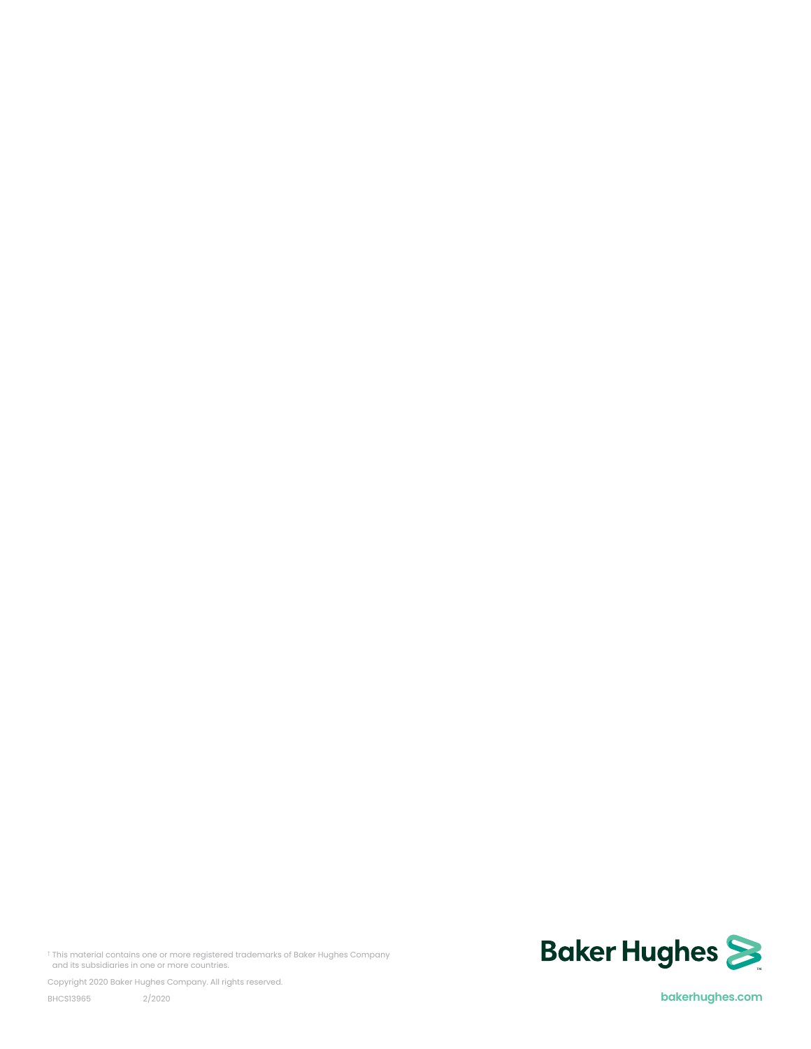† This material contains one or more registered trademarks of Baker Hughes Company and its subsidiaries in one or more countries.

Copyright 2020 Baker Hughes Company. All rights reserved.

BHCS13965 2/2020

Baker Hughes

bakerhughes.com